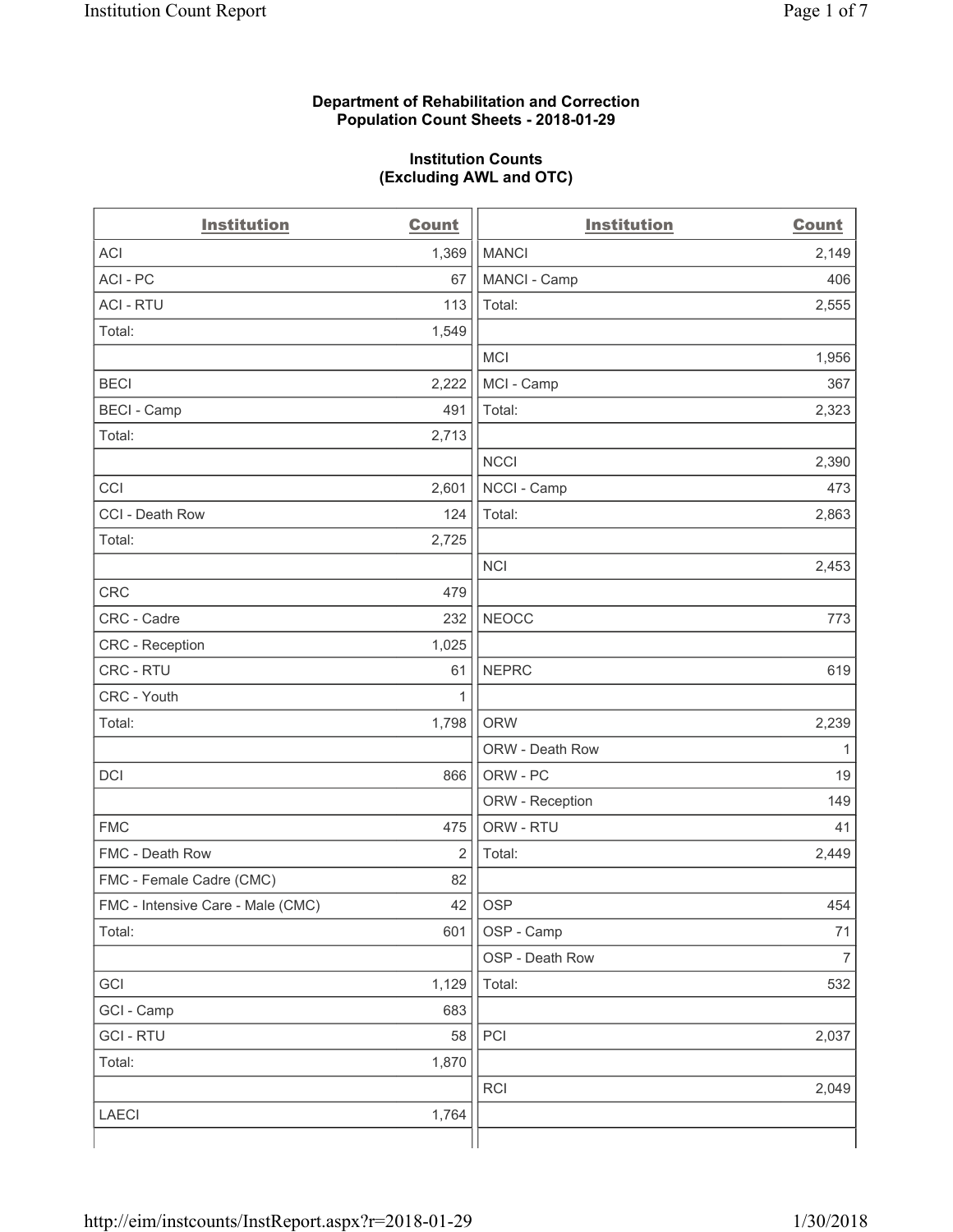**Department of Rehabilitation and Correction**
**Population Count Sheets - 2018-01-29**

**Institution Counts**
**(Excluding AWL and OTC)**

| Institution | Count |
|---|---|
| ACI | 1,369 |
| ACI - PC | 67 |
| ACI - RTU | 113 |
| Total: | 1,549 |
| | |
| BECI | 2,222 |
| BECI - Camp | 491 |
| Total: | 2,713 |
| | |
| CCI | 2,601 |
| CCI - Death Row | 124 |
| Total: | 2,725 |
| | |
| CRC | 479 |
| CRC - Cadre | 232 |
| CRC - Reception | 1,025 |
| CRC - RTU | 61 |
| CRC - Youth | 1 |
| Total: | 1,798 |
| | |
| DCI | 866 |
| | |
| FMC | 475 |
| FMC - Death Row | 2 |
| FMC - Female Cadre (CMC) | 82 |
| FMC - Intensive Care - Male (CMC) | 42 |
| Total: | 601 |
| | |
| GCI | 1,129 |
| GCI - Camp | 683 |
| GCI - RTU | 58 |
| Total: | 1,870 |
| | |
| LAECI | 1,764 |
| | |
| MANCI | 2,149 |
| MANCI - Camp | 406 |
| Total: | 2,555 |
| | |
| MCI | 1,956 |
| MCI - Camp | 367 |
| Total: | 2,323 |
| | |
| NCCI | 2,390 |
| NCCI - Camp | 473 |
| Total: | 2,863 |
| | |
| NCI | 2,453 |
| | |
| NEOCC | 773 |
| | |
| NEPRC | 619 |
| | |
| ORW | 2,239 |
| ORW - Death Row | 1 |
| ORW - PC | 19 |
| ORW - Reception | 149 |
| ORW - RTU | 41 |
| Total: | 2,449 |
| | |
| OSP | 454 |
| OSP - Camp | 71 |
| OSP - Death Row | 7 |
| Total: | 532 |
| | |
| PCI | 2,037 |
| | |
| RCI | 2,049 |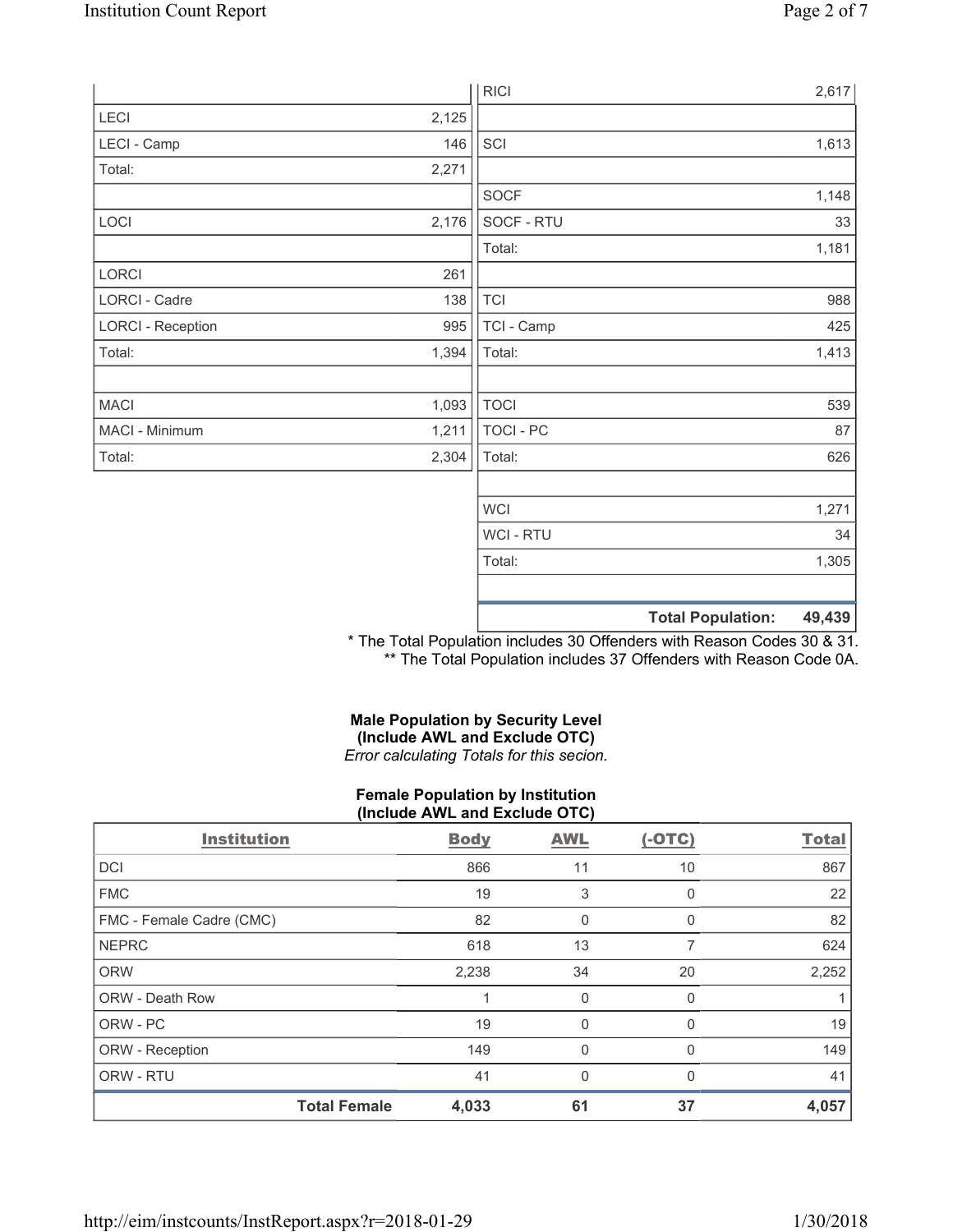| | |
|---|---|
| LECI | 2,125 |
| LECI - Camp | 146 |
| Total: | 2,271 |
| | |
| LOCI | 2,176 |
| | |
| LORCI | 261 |
| LORCI - Cadre | 138 |
| LORCI - Reception | 995 |
| Total: | 1,394 |
| | |
| MACI | 1,093 |
| MACI - Minimum | 1,211 |
| Total: | 2,304 |

| | |
|---|---|
| RICI | 2,617 |
| | |
| SCI | 1,613 |
| | |
| SOCF | 1,148 |
| SOCF - RTU | 33 |
| Total: | 1,181 |
| | |
| TCI | 988 |
| TCI - Camp | 425 |
| Total: | 1,413 |
| | |
| TOCI | 539 |
| TOCI - PC | 87 |
| Total: | 626 |
| | |
| WCI | 1,271 |
| WCI - RTU | 34 |
| Total: | 1,305 |
| | |
| **Total Population:** | **49,439** |

\* The Total Population includes 30 Offenders with Reason Codes 30 & 31.
\** The Total Population includes 37 Offenders with Reason Code 0A.

**Male Population by Security Level**
**(Include AWL and Exclude OTC)**
*Error calculating Totals for this secion.*

**Female Population by Institution**
**(Include AWL and Exclude OTC)**

| Institution | Body | AWL | (-OTC) | Total |
|---|---|---|---|---|
| DCI | 866 | 11 | 10 | 867 |
| FMC | 19 | 3 | 0 | 22 |
| FMC - Female Cadre (CMC) | 82 | 0 | 0 | 82 |
| NEPRC | 618 | 13 | 7 | 624 |
| ORW | 2,238 | 34 | 20 | 2,252 |
| ORW - Death Row | 1 | 0 | 0 | 1 |
| ORW - PC | 19 | 0 | 0 | 19 |
| ORW - Reception | 149 | 0 | 0 | 149 |
| ORW - RTU | 41 | 0 | 0 | 41 |
| **Total Female** | **4,033** | **61** | **37** | **4,057** |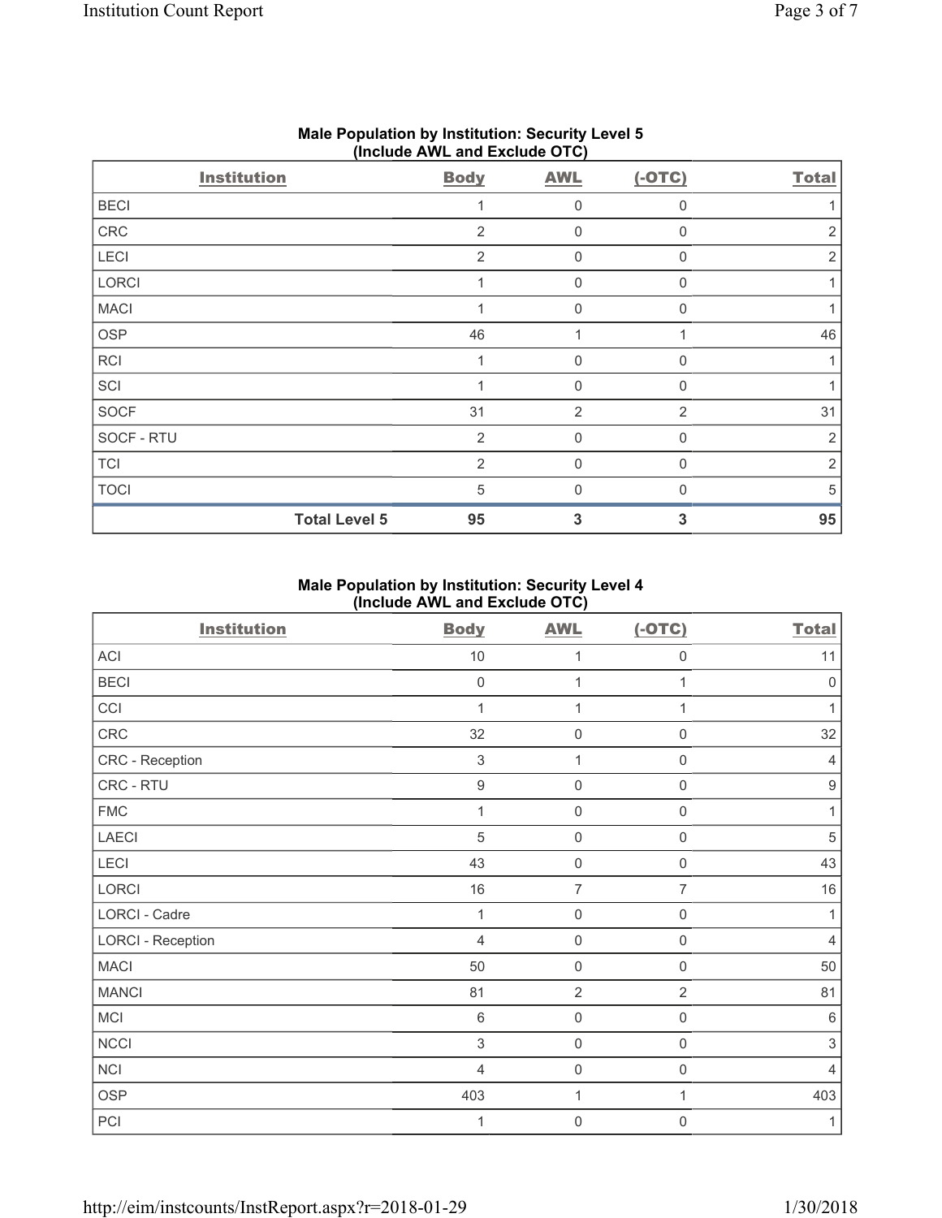## Male Population by Institution: Security Level 5 (Include AWL and Exclude OTC)

| Institution | Body | AWL | (-OTC) | Total |
|---|---|---|---|---|
| BECI | 1 | 0 | 0 | 1 |
| CRC | 2 | 0 | 0 | 2 |
| LECI | 2 | 0 | 0 | 2 |
| LORCI | 1 | 0 | 0 | 1 |
| MACI | 1 | 0 | 0 | 1 |
| OSP | 46 | 1 | 1 | 46 |
| RCI | 1 | 0 | 0 | 1 |
| SCI | 1 | 0 | 0 | 1 |
| SOCF | 31 | 2 | 2 | 31 |
| SOCF - RTU | 2 | 0 | 0 | 2 |
| TCI | 2 | 0 | 0 | 2 |
| TOCI | 5 | 0 | 0 | 5 |
| **Total Level 5** | **95** | **3** | **3** | **95** |

## Male Population by Institution: Security Level 4 (Include AWL and Exclude OTC)

| Institution | Body | AWL | (-OTC) | Total |
|---|---|---|---|---|
| ACI | 10 | 1 | 0 | 11 |
| BECI | 0 | 1 | 1 | 0 |
| CCI | 1 | 1 | 1 | 1 |
| CRC | 32 | 0 | 0 | 32 |
| CRC - Reception | 3 | 1 | 0 | 4 |
| CRC - RTU | 9 | 0 | 0 | 9 |
| FMC | 1 | 0 | 0 | 1 |
| LAECI | 5 | 0 | 0 | 5 |
| LECI | 43 | 0 | 0 | 43 |
| LORCI | 16 | 7 | 7 | 16 |
| LORCI - Cadre | 1 | 0 | 0 | 1 |
| LORCI - Reception | 4 | 0 | 0 | 4 |
| MACI | 50 | 0 | 0 | 50 |
| MANCI | 81 | 2 | 2 | 81 |
| MCI | 6 | 0 | 0 | 6 |
| NCCI | 3 | 0 | 0 | 3 |
| NCI | 4 | 0 | 0 | 4 |
| OSP | 403 | 1 | 1 | 403 |
| PCI | 1 | 0 | 0 | 1 |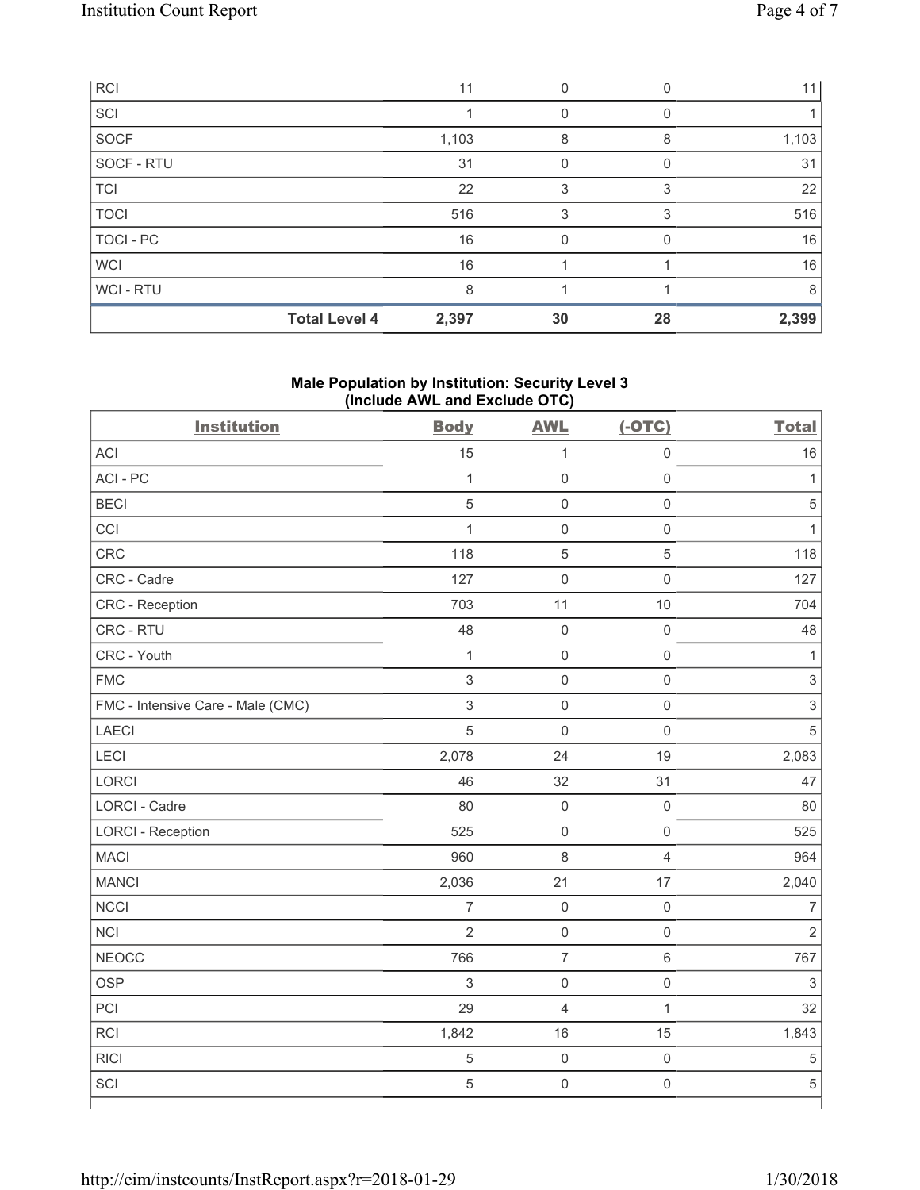| | | | | |
|---|---|---|---|---|
| RCI | 11 | 0 | 0 | 11 |
| SCI | 1 | 0 | 0 | 1 |
| SOCF | 1,103 | 8 | 8 | 1,103 |
| SOCF - RTU | 31 | 0 | 0 | 31 |
| TCI | 22 | 3 | 3 | 22 |
| TOCI | 516 | 3 | 3 | 516 |
| TOCI - PC | 16 | 0 | 0 | 16 |
| WCI | 16 | 1 | 1 | 16 |
| WCI - RTU | 8 | 1 | 1 | 8 |
| **Total Level 4** | **2,397** | **30** | **28** | **2,399** |

### Male Population by Institution: Security Level 3 (Include AWL and Exclude OTC)

| Institution | Body | AWL | (-OTC) | Total |
|---|---|---|---|---|
| ACI | 15 | 1 | 0 | 16 |
| ACI - PC | 1 | 0 | 0 | 1 |
| BECI | 5 | 0 | 0 | 5 |
| CCI | 1 | 0 | 0 | 1 |
| CRC | 118 | 5 | 5 | 118 |
| CRC - Cadre | 127 | 0 | 0 | 127 |
| CRC - Reception | 703 | 11 | 10 | 704 |
| CRC - RTU | 48 | 0 | 0 | 48 |
| CRC - Youth | 1 | 0 | 0 | 1 |
| FMC | 3 | 0 | 0 | 3 |
| FMC - Intensive Care - Male (CMC) | 3 | 0 | 0 | 3 |
| LAECI | 5 | 0 | 0 | 5 |
| LECI | 2,078 | 24 | 19 | 2,083 |
| LORCI | 46 | 32 | 31 | 47 |
| LORCI - Cadre | 80 | 0 | 0 | 80 |
| LORCI - Reception | 525 | 0 | 0 | 525 |
| MACI | 960 | 8 | 4 | 964 |
| MANCI | 2,036 | 21 | 17 | 2,040 |
| NCCI | 7 | 0 | 0 | 7 |
| NCI | 2 | 0 | 0 | 2 |
| NEOCC | 766 | 7 | 6 | 767 |
| OSP | 3 | 0 | 0 | 3 |
| PCI | 29 | 4 | 1 | 32 |
| RCI | 1,842 | 16 | 15 | 1,843 |
| RICI | 5 | 0 | 0 | 5 |
| SCI | 5 | 0 | 0 | 5 |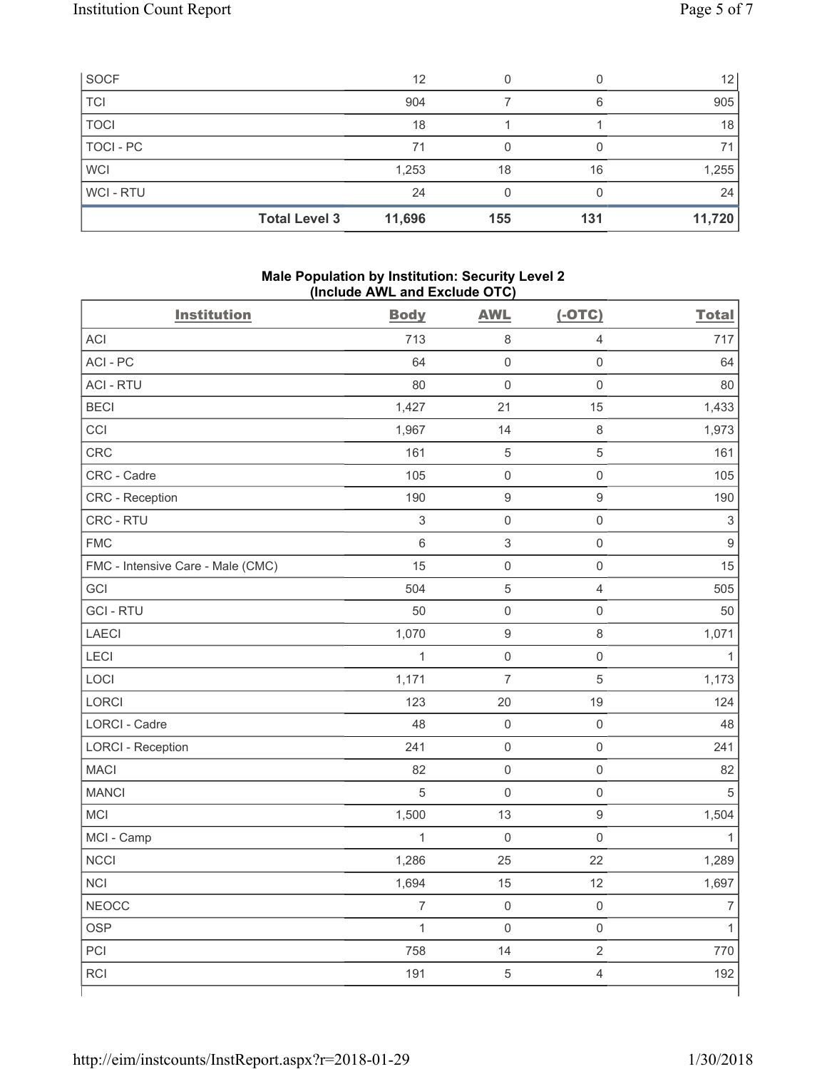| | Body | AWL | (-OTC) | Total |
|---|---|---|---|---|
| SOCF | 12 | 0 | 0 | 12 |
| TCI | 904 | 7 | 6 | 905 |
| TOCI | 18 | 1 | 1 | 18 |
| TOCI - PC | 71 | 0 | 0 | 71 |
| WCI | 1,253 | 18 | 16 | 1,255 |
| WCI - RTU | 24 | 0 | 0 | 24 |
| **Total Level 3** | **11,696** | **155** | **131** | **11,720** |

**Male Population by Institution: Security Level 2**
**(Include AWL and Exclude OTC)**

| Institution | Body | AWL | (-OTC) | Total |
|---|---|---|---|---|
| ACI | 713 | 8 | 4 | 717 |
| ACI - PC | 64 | 0 | 0 | 64 |
| ACI - RTU | 80 | 0 | 0 | 80 |
| BECI | 1,427 | 21 | 15 | 1,433 |
| CCI | 1,967 | 14 | 8 | 1,973 |
| CRC | 161 | 5 | 5 | 161 |
| CRC - Cadre | 105 | 0 | 0 | 105 |
| CRC - Reception | 190 | 9 | 9 | 190 |
| CRC - RTU | 3 | 0 | 0 | 3 |
| FMC | 6 | 3 | 0 | 9 |
| FMC - Intensive Care - Male (CMC) | 15 | 0 | 0 | 15 |
| GCI | 504 | 5 | 4 | 505 |
| GCI - RTU | 50 | 0 | 0 | 50 |
| LAECI | 1,070 | 9 | 8 | 1,071 |
| LECI | 1 | 0 | 0 | 1 |
| LOCI | 1,171 | 7 | 5 | 1,173 |
| LORCI | 123 | 20 | 19 | 124 |
| LORCI - Cadre | 48 | 0 | 0 | 48 |
| LORCI - Reception | 241 | 0 | 0 | 241 |
| MACI | 82 | 0 | 0 | 82 |
| MANCI | 5 | 0 | 0 | 5 |
| MCI | 1,500 | 13 | 9 | 1,504 |
| MCI - Camp | 1 | 0 | 0 | 1 |
| NCCI | 1,286 | 25 | 22 | 1,289 |
| NCI | 1,694 | 15 | 12 | 1,697 |
| NEOCC | 7 | 0 | 0 | 7 |
| OSP | 1 | 0 | 0 | 1 |
| PCI | 758 | 14 | 2 | 770 |
| RCI | 191 | 5 | 4 | 192 |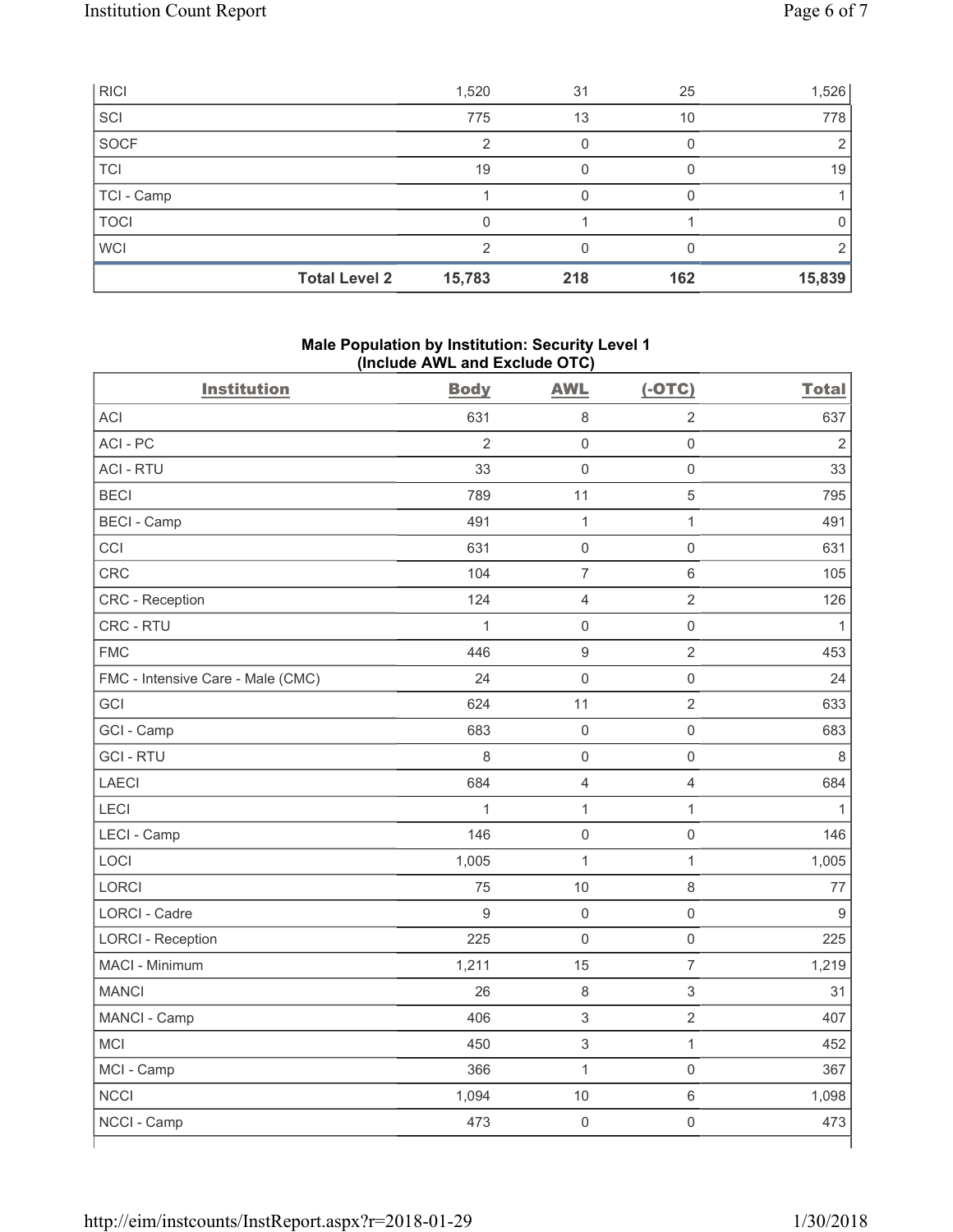| | | | | |
|---|---|---|---|---|
| RICI | 1,520 | 31 | 25 | 1,526 |
| SCI | 775 | 13 | 10 | 778 |
| SOCF | 2 | 0 | 0 | 2 |
| TCI | 19 | 0 | 0 | 19 |
| TCI - Camp | 1 | 0 | 0 | 1 |
| TOCI | 0 | 1 | 1 | 0 |
| WCI | 2 | 0 | 0 | 2 |
| **Total Level 2** | **15,783** | **218** | **162** | **15,839** |

**Male Population by Institution: Security Level 1**
**(Include AWL and Exclude OTC)**

| Institution | Body | AWL | (-OTC) | Total |
|---|---|---|---|---|
| ACI | 631 | 8 | 2 | 637 |
| ACI - PC | 2 | 0 | 0 | 2 |
| ACI - RTU | 33 | 0 | 0 | 33 |
| BECI | 789 | 11 | 5 | 795 |
| BECI - Camp | 491 | 1 | 1 | 491 |
| CCI | 631 | 0 | 0 | 631 |
| CRC | 104 | 7 | 6 | 105 |
| CRC - Reception | 124 | 4 | 2 | 126 |
| CRC - RTU | 1 | 0 | 0 | 1 |
| FMC | 446 | 9 | 2 | 453 |
| FMC - Intensive Care - Male (CMC) | 24 | 0 | 0 | 24 |
| GCI | 624 | 11 | 2 | 633 |
| GCI - Camp | 683 | 0 | 0 | 683 |
| GCI - RTU | 8 | 0 | 0 | 8 |
| LAECI | 684 | 4 | 4 | 684 |
| LECI | 1 | 1 | 1 | 1 |
| LECI - Camp | 146 | 0 | 0 | 146 |
| LOCI | 1,005 | 1 | 1 | 1,005 |
| LORCI | 75 | 10 | 8 | 77 |
| LORCI - Cadre | 9 | 0 | 0 | 9 |
| LORCI - Reception | 225 | 0 | 0 | 225 |
| MACI - Minimum | 1,211 | 15 | 7 | 1,219 |
| MANCI | 26 | 8 | 3 | 31 |
| MANCI - Camp | 406 | 3 | 2 | 407 |
| MCI | 450 | 3 | 1 | 452 |
| MCI - Camp | 366 | 1 | 0 | 367 |
| NCCI | 1,094 | 10 | 6 | 1,098 |
| NCCI - Camp | 473 | 0 | 0 | 473 |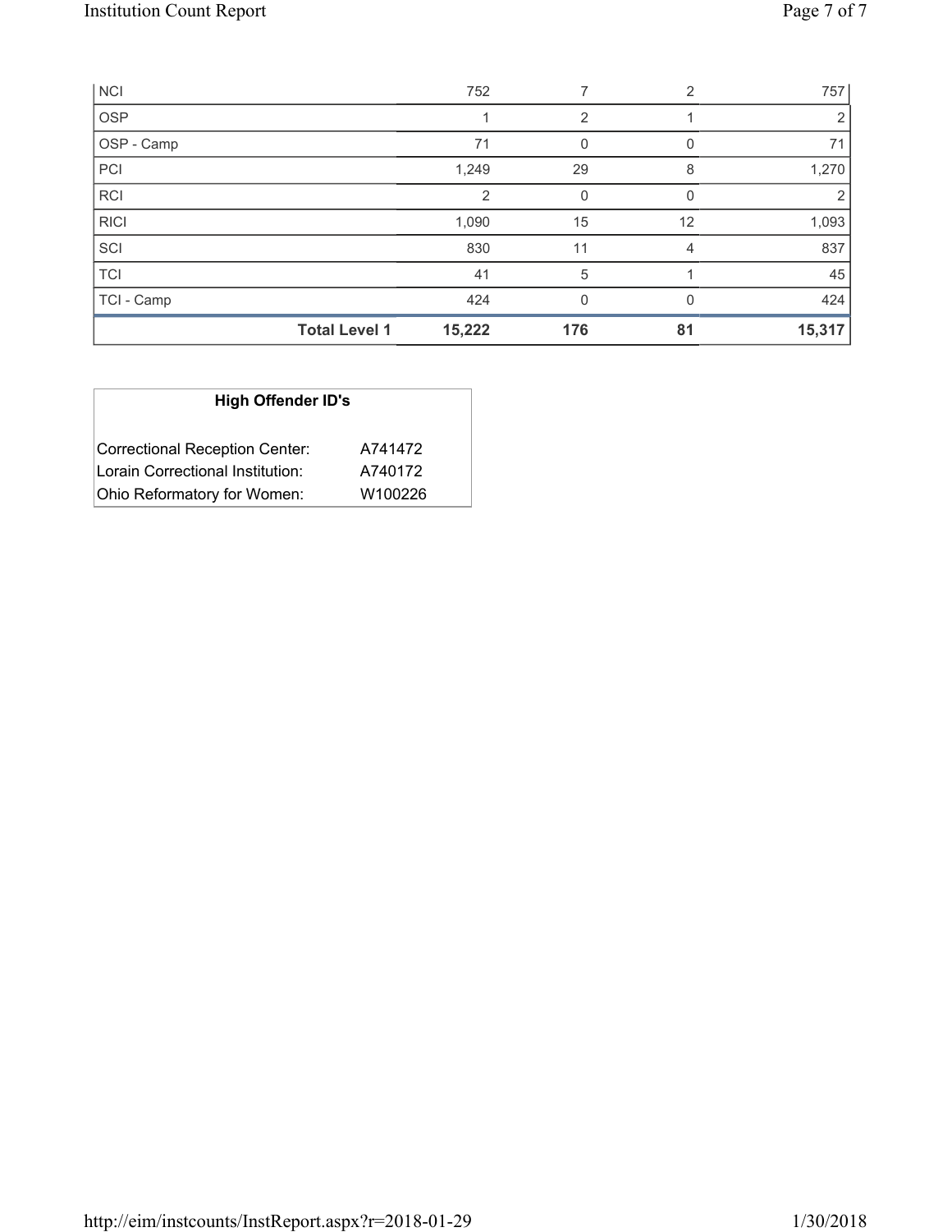| | | | | |
|---|---|---|---|---|
| NCI | 752 | 7 | 2 | 757 |
| OSP | 1 | 2 | 1 | 2 |
| OSP - Camp | 71 | 0 | 0 | 71 |
| PCI | 1,249 | 29 | 8 | 1,270 |
| RCI | 2 | 0 | 0 | 2 |
| RICI | 1,090 | 15 | 12 | 1,093 |
| SCI | 830 | 11 | 4 | 837 |
| TCI | 41 | 5 | 1 | 45 |
| TCI - Camp | 424 | 0 | 0 | 424 |
| **Total Level 1** | **15,222** | **176** | **81** | **15,317** |

| High Offender ID's | |
|---|---|
| Correctional Reception Center: | A741472 |
| Lorain Correctional Institution: | A740172 |
| Ohio Reformatory for Women: | W100226 |